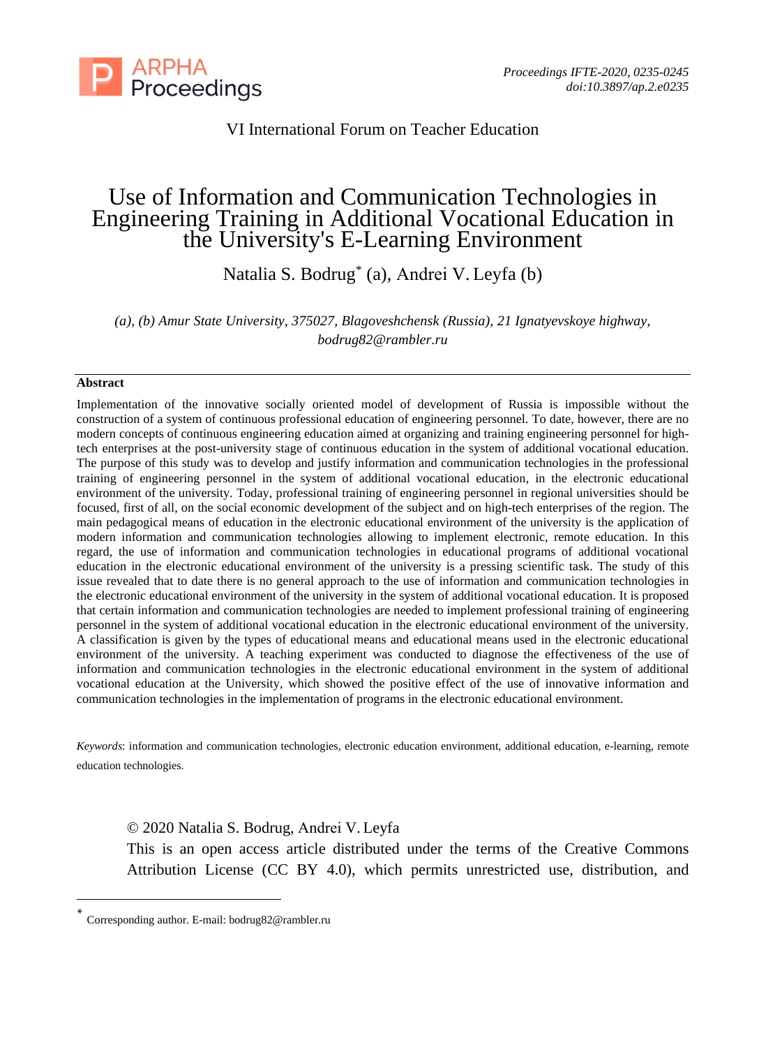VI International Forum on Teacher Education

# Use of Information and Communication Technologies in Engineering Training in Additional Vocational Education in the University's E-Learning Environment

Natalia S. Bodrug* (a), Andrei V. Leyfa (b)

*(a), (b) Amur State University, 375027, Blagoveshchensk (Russia), 21 Ignatyevskoye highway, bodrug82@rambler.ru*

---

**Abstract**

Implementation of the innovative socially oriented model of development of Russia is impossible without the construction of a system of continuous professional education of engineering personnel. To date, however, there are no modern concepts of continuous engineering education aimed at organizing and training engineering personnel for high-tech enterprises at the post-university stage of continuous education in the system of additional vocational education. The purpose of this study was to develop and justify information and communication technologies in the professional training of engineering personnel in the system of additional vocational education, in the electronic educational environment of the university. Today, professional training of engineering personnel in regional universities should be focused, first of all, on the social economic development of the subject and on high-tech enterprises of the region. The main pedagogical means of education in the electronic educational environment of the university is the application of modern information and communication technologies allowing to implement electronic, remote education. In this regard, the use of information and communication technologies in educational programs of additional vocational education in the electronic educational environment of the university is a pressing scientific task. The study of this issue revealed that to date there is no general approach to the use of information and communication technologies in the electronic educational environment of the university in the system of additional vocational education. It is proposed that certain information and communication technologies are needed to implement professional training of engineering personnel in the system of additional vocational education in the electronic educational environment of the university. A classification is given by the types of educational means and educational means used in the electronic educational environment of the university. A teaching experiment was conducted to diagnose the effectiveness of the use of information and communication technologies in the electronic educational environment in the system of additional vocational education at the University, which showed the positive effect of the use of innovative information and communication technologies in the implementation of programs in the electronic educational environment.

*Keywords*: information and communication technologies, electronic education environment, additional education, e-learning, remote education technologies.

© 2020 Natalia S. Bodrug, Andrei V. Leyfa
This is an open access article distributed under the terms of the Creative Commons Attribution License (CC BY 4.0), which permits unrestricted use, distribution, and

---

* Corresponding author. E-mail: bodrug82@rambler.ru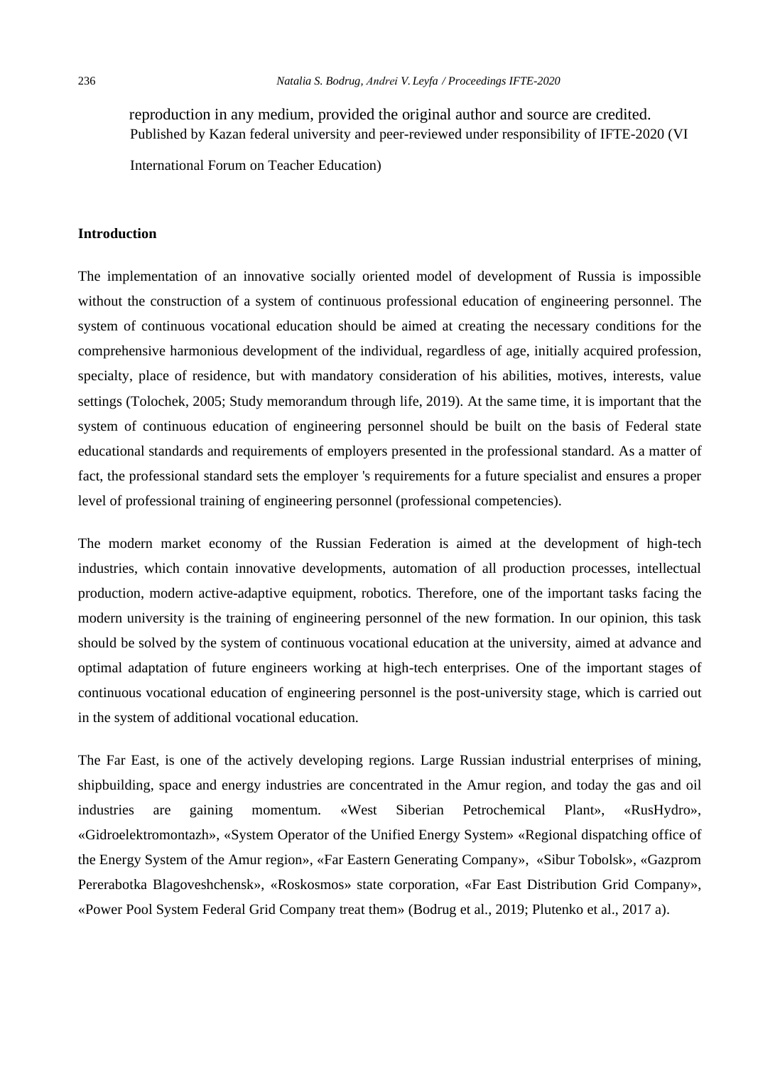reproduction in any medium, provided the original author and source are credited.
Published by Kazan federal university and peer-reviewed under responsibility of IFTE-2020 (VI International Forum on Teacher Education)

## Introduction

The implementation of an innovative socially oriented model of development of Russia is impossible without the construction of a system of continuous professional education of engineering personnel. The system of continuous vocational education should be aimed at creating the necessary conditions for the comprehensive harmonious development of the individual, regardless of age, initially acquired profession, specialty, place of residence, but with mandatory consideration of his abilities, motives, interests, value settings (Tolochek, 2005; Study memorandum through life, 2019). At the same time, it is important that the system of continuous education of engineering personnel should be built on the basis of Federal state educational standards and requirements of employers presented in the professional standard. As a matter of fact, the professional standard sets the employer 's requirements for a future specialist and ensures a proper level of professional training of engineering personnel (professional competencies).

The modern market economy of the Russian Federation is aimed at the development of high-tech industries, which contain innovative developments, automation of all production processes, intellectual production, modern active-adaptive equipment, robotics. Therefore, one of the important tasks facing the modern university is the training of engineering personnel of the new formation. In our opinion, this task should be solved by the system of continuous vocational education at the university, aimed at advance and optimal adaptation of future engineers working at high-tech enterprises. One of the important stages of continuous vocational education of engineering personnel is the post-university stage, which is carried out in the system of additional vocational education.

The Far East, is one of the actively developing regions. Large Russian industrial enterprises of mining, shipbuilding, space and energy industries are concentrated in the Amur region, and today the gas and oil industries are gaining momentum. «West Siberian Petrochemical Plant», «RusHydro», «Gidroelektromontazh», «System Operator of the Unified Energy System» «Regional dispatching office of the Energy System of the Amur region», «Far Eastern Generating Company», «Sibur Tobolsk», «Gazprom Pererabotka Blagoveshchensk», «Roskosmos» state corporation, «Far East Distribution Grid Company», «Power Pool System Federal Grid Company treat them» (Bodrug et al., 2019; Plutenko et al., 2017 a).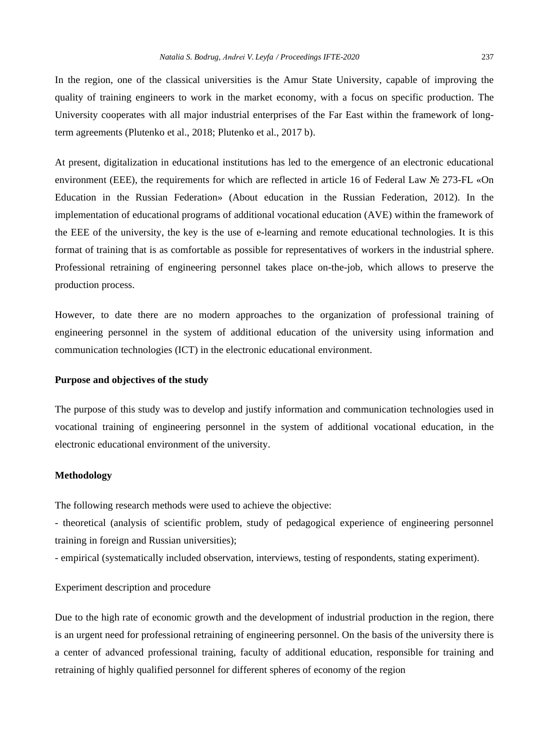In the region, one of the classical universities is the Amur State University, capable of improving the quality of training engineers to work in the market economy, with a focus on specific production. The University cooperates with all major industrial enterprises of the Far East within the framework of long-term agreements (Plutenko et al., 2018; Plutenko et al., 2017 b).

At present, digitalization in educational institutions has led to the emergence of an electronic educational environment (EEE), the requirements for which are reflected in article 16 of Federal Law № 273-FL «On Education in the Russian Federation» (About education in the Russian Federation, 2012). In the implementation of educational programs of additional vocational education (AVE) within the framework of the EEE of the university, the key is the use of e-learning and remote educational technologies. It is this format of training that is as comfortable as possible for representatives of workers in the industrial sphere. Professional retraining of engineering personnel takes place on-the-job, which allows to preserve the production process.

However, to date there are no modern approaches to the organization of professional training of engineering personnel in the system of additional education of the university using information and communication technologies (ICT) in the electronic educational environment.

**Purpose and objectives of the study**

The purpose of this study was to develop and justify information and communication technologies used in vocational training of engineering personnel in the system of additional vocational education, in the electronic educational environment of the university.

**Methodology**

The following research methods were used to achieve the objective:

- theoretical (analysis of scientific problem, study of pedagogical experience of engineering personnel training in foreign and Russian universities);
- empirical (systematically included observation, interviews, testing of respondents, stating experiment).

Experiment description and procedure

Due to the high rate of economic growth and the development of industrial production in the region, there is an urgent need for professional retraining of engineering personnel. On the basis of the university there is a center of advanced professional training, faculty of additional education, responsible for training and retraining of highly qualified personnel for different spheres of economy of the region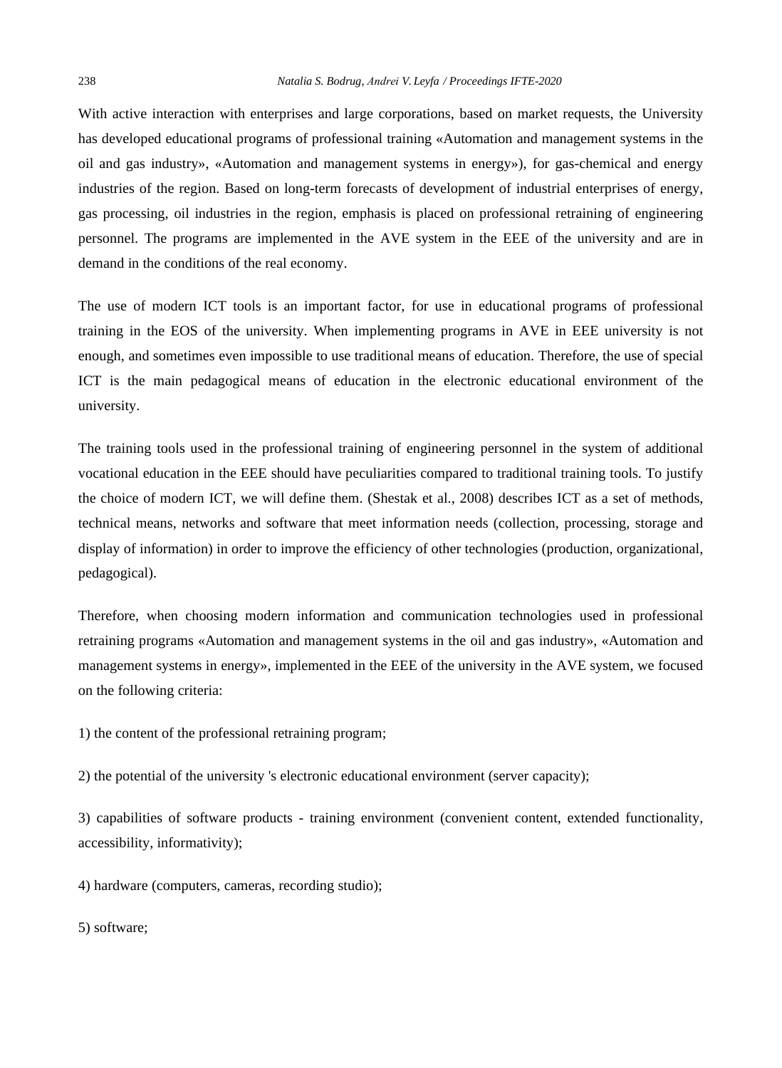With active interaction with enterprises and large corporations, based on market requests, the University has developed educational programs of professional training «Automation and management systems in the oil and gas industry», «Automation and management systems in energy»), for gas-chemical and energy industries of the region. Based on long-term forecasts of development of industrial enterprises of energy, gas processing, oil industries in the region, emphasis is placed on professional retraining of engineering personnel. The programs are implemented in the AVE system in the EEE of the university and are in demand in the conditions of the real economy.

The use of modern ICT tools is an important factor, for use in educational programs of professional training in the EOS of the university. When implementing programs in AVE in EEE university is not enough, and sometimes even impossible to use traditional means of education. Therefore, the use of special ICT is the main pedagogical means of education in the electronic educational environment of the university.

The training tools used in the professional training of engineering personnel in the system of additional vocational education in the EEE should have peculiarities compared to traditional training tools. To justify the choice of modern ICT, we will define them. (Shestak et al., 2008) describes ICT as a set of methods, technical means, networks and software that meet information needs (collection, processing, storage and display of information) in order to improve the efficiency of other technologies (production, organizational, pedagogical).

Therefore, when choosing modern information and communication technologies used in professional retraining programs «Automation and management systems in the oil and gas industry», «Automation and management systems in energy», implemented in the EEE of the university in the AVE system, we focused on the following criteria:

1) the content of the professional retraining program;

2) the potential of the university 's electronic educational environment (server capacity);

3) capabilities of software products - training environment (convenient content, extended functionality, accessibility, informativity);

4) hardware (computers, cameras, recording studio);

5) software;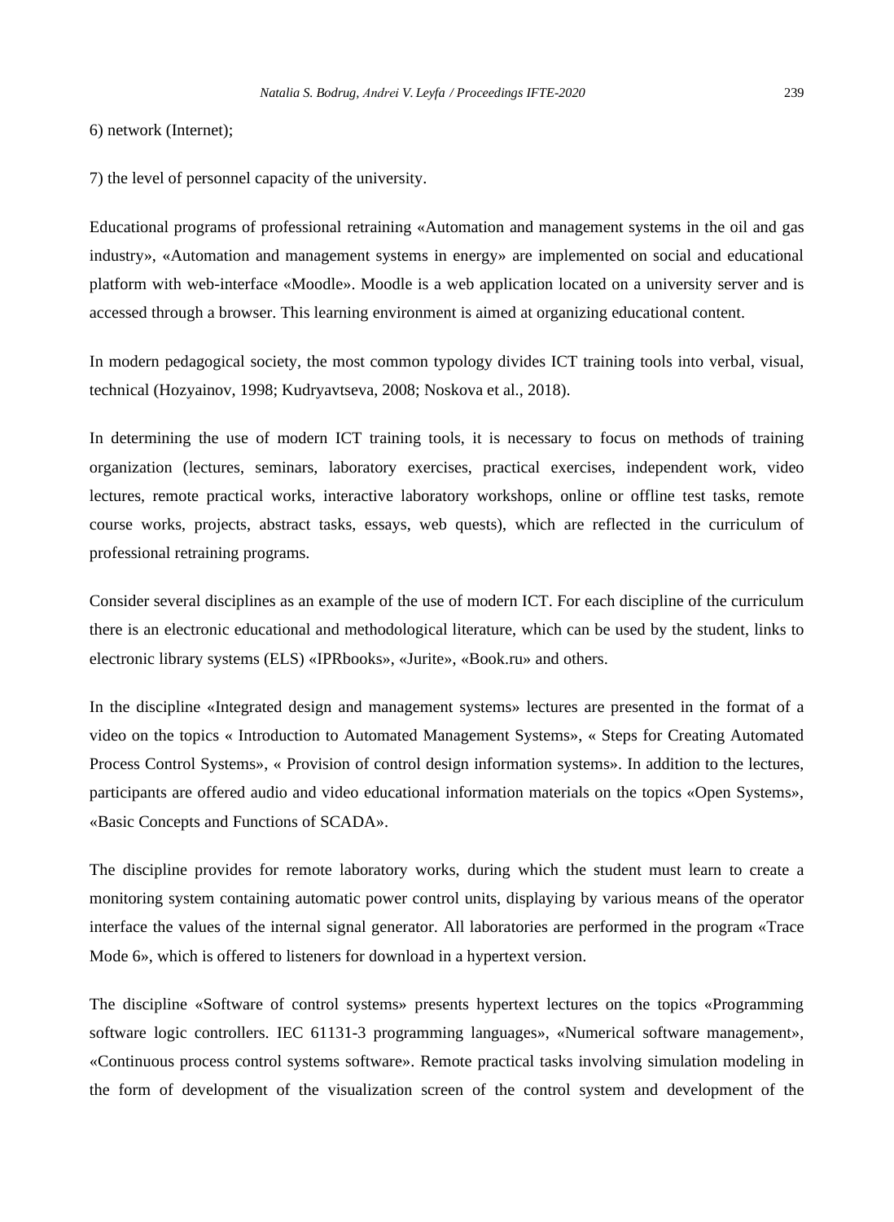6) network (Internet);

7) the level of personnel capacity of the university.

Educational programs of professional retraining «Automation and management systems in the oil and gas industry», «Automation and management systems in energy» are implemented on social and educational platform with web-interface «Moodle». Moodle is a web application located on a university server and is accessed through a browser. This learning environment is aimed at organizing educational content.

In modern pedagogical society, the most common typology divides ICT training tools into verbal, visual, technical (Hozyainov, 1998; Kudryavtseva, 2008; Noskova et al., 2018).

In determining the use of modern ICT training tools, it is necessary to focus on methods of training organization (lectures, seminars, laboratory exercises, practical exercises, independent work, video lectures, remote practical works, interactive laboratory workshops, online or offline test tasks, remote course works, projects, abstract tasks, essays, web quests), which are reflected in the curriculum of professional retraining programs.

Consider several disciplines as an example of the use of modern ICT. For each discipline of the curriculum there is an electronic educational and methodological literature, which can be used by the student, links to electronic library systems (ELS) «IPRbooks», «Jurite», «Book.ru» and others.

In the discipline «Integrated design and management systems» lectures are presented in the format of a video on the topics « Introduction to Automated Management Systems», « Steps for Creating Automated Process Control Systems», « Provision of control design information systems». In addition to the lectures, participants are offered audio and video educational information materials on the topics «Open Systems», «Basic Concepts and Functions of SCADA».

The discipline provides for remote laboratory works, during which the student must learn to create a monitoring system containing automatic power control units, displaying by various means of the operator interface the values of the internal signal generator. All laboratories are performed in the program «Trace Mode 6», which is offered to listeners for download in a hypertext version.

The discipline «Software of control systems» presents hypertext lectures on the topics «Programming software logic controllers. IEC 61131-3 programming languages», «Numerical software management», «Continuous process control systems software». Remote practical tasks involving simulation modeling in the form of development of the visualization screen of the control system and development of the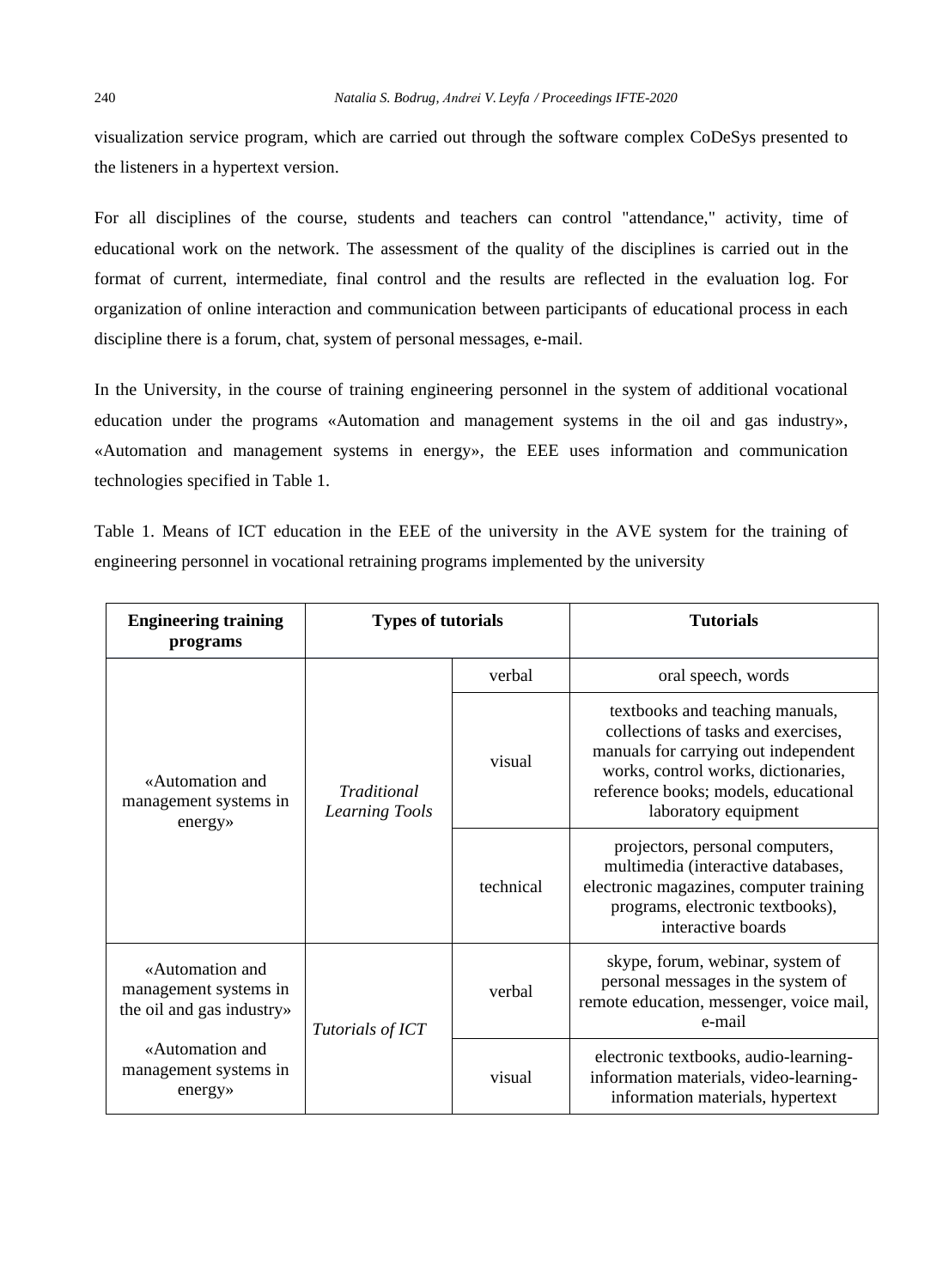visualization service program, which are carried out through the software complex CoDeSys presented to the listeners in a hypertext version.

For all disciplines of the course, students and teachers can control "attendance," activity, time of educational work on the network. The assessment of the quality of the disciplines is carried out in the format of current, intermediate, final control and the results are reflected in the evaluation log. For organization of online interaction and communication between participants of educational process in each discipline there is a forum, chat, system of personal messages, e-mail.

In the University, in the course of training engineering personnel in the system of additional vocational education under the programs «Automation and management systems in the oil and gas industry», «Automation and management systems in energy», the EEE uses information and communication technologies specified in Table 1.

Table 1. Means of ICT education in the EEE of the university in the AVE system for the training of engineering personnel in vocational retraining programs implemented by the university

| **Engineering training programs** | **Types of tutorials** | | **Tutorials** |
|---|---|---|---|
| «Automation and management systems in energy» | *Traditional Learning Tools* | verbal | oral speech, words |
| | | visual | textbooks and teaching manuals, collections of tasks and exercises, manuals for carrying out independent works, control works, dictionaries, reference books; models, educational laboratory equipment |
| | | technical | projectors, personal computers, multimedia (interactive databases, electronic magazines, computer training programs, electronic textbooks), interactive boards |
| «Automation and management systems in the oil and gas industry» «Automation and management systems in energy» | *Tutorials of ICT* | verbal | skype, forum, webinar, system of personal messages in the system of remote education, messenger, voice mail, e-mail |
| | | visual | electronic textbooks, audio-learning-information materials, video-learning-information materials, hypertext |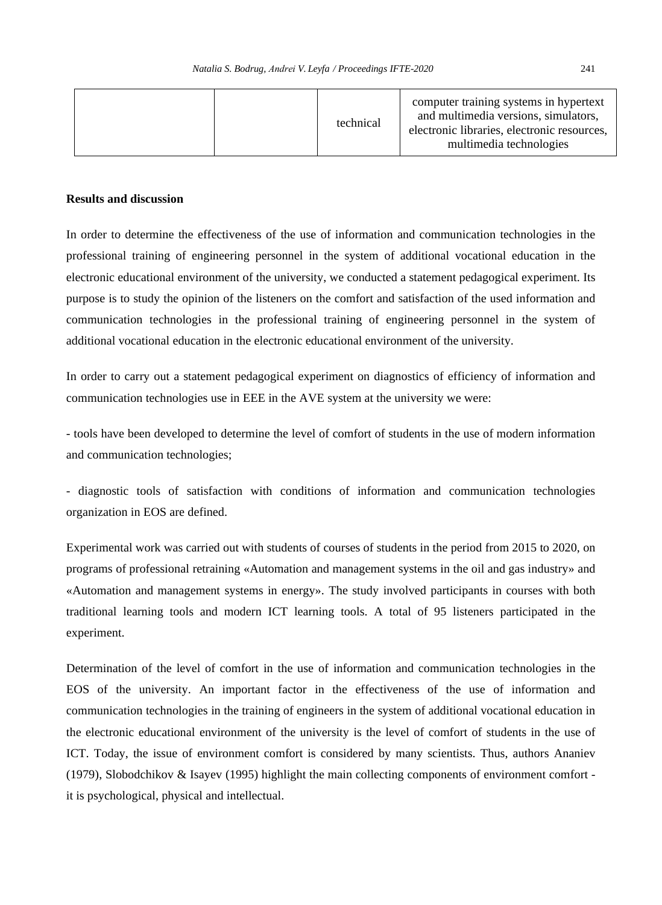| | | | |
|---|---|---|---|
| | | technical | computer training systems in hypertext and multimedia versions, simulators, electronic libraries, electronic resources, multimedia technologies |

**Results and discussion**

In order to determine the effectiveness of the use of information and communication technologies in the professional training of engineering personnel in the system of additional vocational education in the electronic educational environment of the university, we conducted a statement pedagogical experiment. Its purpose is to study the opinion of the listeners on the comfort and satisfaction of the used information and communication technologies in the professional training of engineering personnel in the system of additional vocational education in the electronic educational environment of the university.

In order to carry out a statement pedagogical experiment on diagnostics of efficiency of information and communication technologies use in EEE in the AVE system at the university we were:

- tools have been developed to determine the level of comfort of students in the use of modern information and communication technologies;

- diagnostic tools of satisfaction with conditions of information and communication technologies organization in EOS are defined.

Experimental work was carried out with students of courses of students in the period from 2015 to 2020, on programs of professional retraining «Automation and management systems in the oil and gas industry» and «Automation and management systems in energy». The study involved participants in courses with both traditional learning tools and modern ICT learning tools. A total of 95 listeners participated in the experiment.

Determination of the level of comfort in the use of information and communication technologies in the EOS of the university. An important factor in the effectiveness of the use of information and communication technologies in the training of engineers in the system of additional vocational education in the electronic educational environment of the university is the level of comfort of students in the use of ICT. Today, the issue of environment comfort is considered by many scientists. Thus, authors Ananiev (1979), Slobodchikov & Isayev (1995) highlight the main collecting components of environment comfort - it is psychological, physical and intellectual.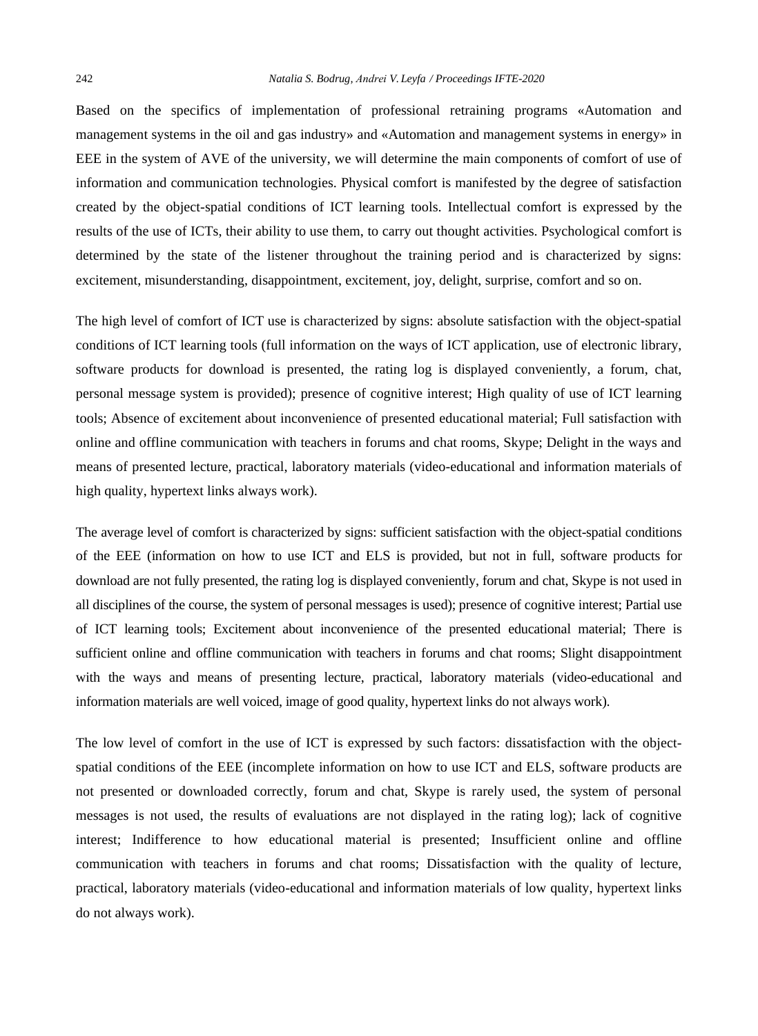Based on the specifics of implementation of professional retraining programs «Automation and management systems in the oil and gas industry» and «Automation and management systems in energy» in EEE in the system of AVE of the university, we will determine the main components of comfort of use of information and communication technologies. Physical comfort is manifested by the degree of satisfaction created by the object-spatial conditions of ICT learning tools. Intellectual comfort is expressed by the results of the use of ICTs, their ability to use them, to carry out thought activities. Psychological comfort is determined by the state of the listener throughout the training period and is characterized by signs: excitement, misunderstanding, disappointment, excitement, joy, delight, surprise, comfort and so on.

The high level of comfort of ICT use is characterized by signs: absolute satisfaction with the object-spatial conditions of ICT learning tools (full information on the ways of ICT application, use of electronic library, software products for download is presented, the rating log is displayed conveniently, a forum, chat, personal message system is provided); presence of cognitive interest; High quality of use of ICT learning tools; Absence of excitement about inconvenience of presented educational material; Full satisfaction with online and offline communication with teachers in forums and chat rooms, Skype; Delight in the ways and means of presented lecture, practical, laboratory materials (video-educational and information materials of high quality, hypertext links always work).

The average level of comfort is characterized by signs: sufficient satisfaction with the object-spatial conditions of the EEE (information on how to use ICT and ELS is provided, but not in full, software products for download are not fully presented, the rating log is displayed conveniently, forum and chat, Skype is not used in all disciplines of the course, the system of personal messages is used); presence of cognitive interest; Partial use of ICT learning tools; Excitement about inconvenience of the presented educational material; There is sufficient online and offline communication with teachers in forums and chat rooms; Slight disappointment with the ways and means of presenting lecture, practical, laboratory materials (video-educational and information materials are well voiced, image of good quality, hypertext links do not always work).

The low level of comfort in the use of ICT is expressed by such factors: dissatisfaction with the object-spatial conditions of the EEE (incomplete information on how to use ICT and ELS, software products are not presented or downloaded correctly, forum and chat, Skype is rarely used, the system of personal messages is not used, the results of evaluations are not displayed in the rating log); lack of cognitive interest; Indifference to how educational material is presented; Insufficient online and offline communication with teachers in forums and chat rooms; Dissatisfaction with the quality of lecture, practical, laboratory materials (video-educational and information materials of low quality, hypertext links do not always work).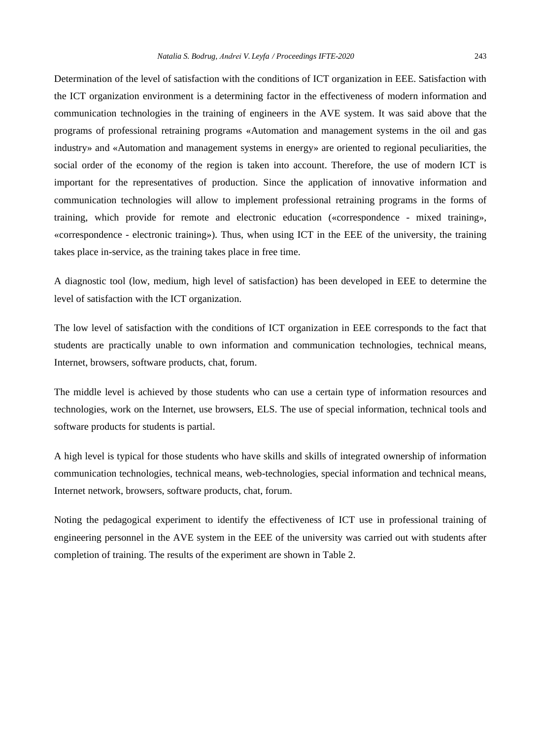Determination of the level of satisfaction with the conditions of ICT organization in EEE. Satisfaction with the ICT organization environment is a determining factor in the effectiveness of modern information and communication technologies in the training of engineers in the AVE system. It was said above that the programs of professional retraining programs «Automation and management systems in the oil and gas industry» and «Automation and management systems in energy» are oriented to regional peculiarities, the social order of the economy of the region is taken into account. Therefore, the use of modern ICT is important for the representatives of production. Since the application of innovative information and communication technologies will allow to implement professional retraining programs in the forms of training, which provide for remote and electronic education («correspondence - mixed training», «correspondence - electronic training»). Thus, when using ICT in the EEE of the university, the training takes place in-service, as the training takes place in free time.

A diagnostic tool (low, medium, high level of satisfaction) has been developed in EEE to determine the level of satisfaction with the ICT organization.

The low level of satisfaction with the conditions of ICT organization in EEE corresponds to the fact that students are practically unable to own information and communication technologies, technical means, Internet, browsers, software products, chat, forum.

The middle level is achieved by those students who can use a certain type of information resources and technologies, work on the Internet, use browsers, ELS. The use of special information, technical tools and software products for students is partial.

A high level is typical for those students who have skills and skills of integrated ownership of information communication technologies, technical means, web-technologies, special information and technical means, Internet network, browsers, software products, chat, forum.

Noting the pedagogical experiment to identify the effectiveness of ICT use in professional training of engineering personnel in the AVE system in the EEE of the university was carried out with students after completion of training. The results of the experiment are shown in Table 2.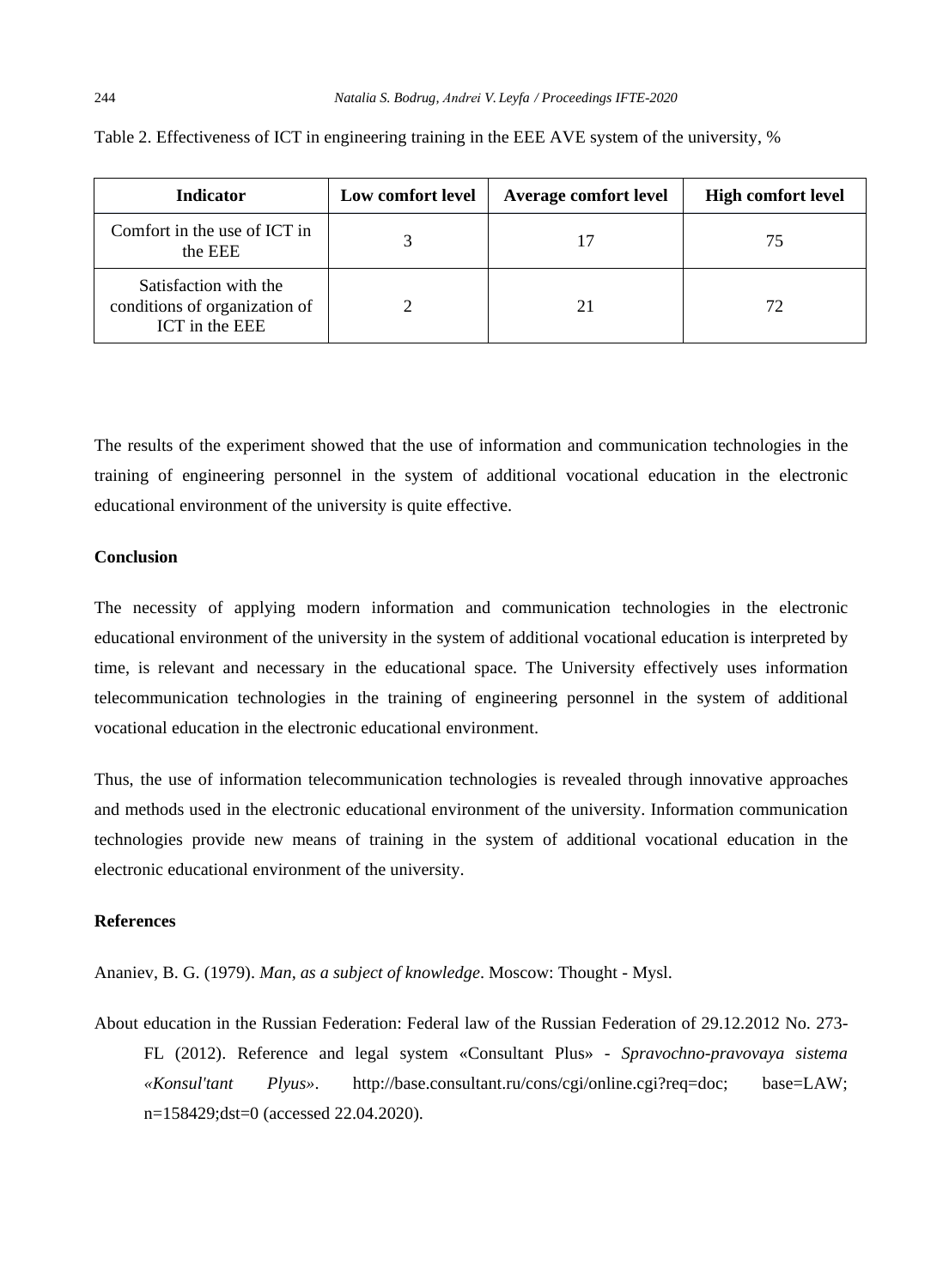Table 2. Effectiveness of ICT in engineering training in the EEE AVE system of the university, %

| Indicator | Low comfort level | Average comfort level | High comfort level |
|---|---|---|---|
| Comfort in the use of ICT in the EEE | 3 | 17 | 75 |
| Satisfaction with the conditions of organization of ICT in the EEE | 2 | 21 | 72 |

The results of the experiment showed that the use of information and communication technologies in the training of engineering personnel in the system of additional vocational education in the electronic educational environment of the university is quite effective.

## Conclusion

The necessity of applying modern information and communication technologies in the electronic educational environment of the university in the system of additional vocational education is interpreted by time, is relevant and necessary in the educational space. The University effectively uses information telecommunication technologies in the training of engineering personnel in the system of additional vocational education in the electronic educational environment.

Thus, the use of information telecommunication technologies is revealed through innovative approaches and methods used in the electronic educational environment of the university. Information communication technologies provide new means of training in the system of additional vocational education in the electronic educational environment of the university.

## References

Ananiev, B. G. (1979). *Man, as a subject of knowledge*. Moscow: Thought - Mysl.

About education in the Russian Federation: Federal law of the Russian Federation of 29.12.2012 No. 273-FL (2012). Reference and legal system «Consultant Plus» - *Spravochno-pravovaya sistema «Konsul'tant Plyus»*. http://base.consultant.ru/cons/cgi/online.cgi?req=doc; base=LAW; n=158429;dst=0 (accessed 22.04.2020).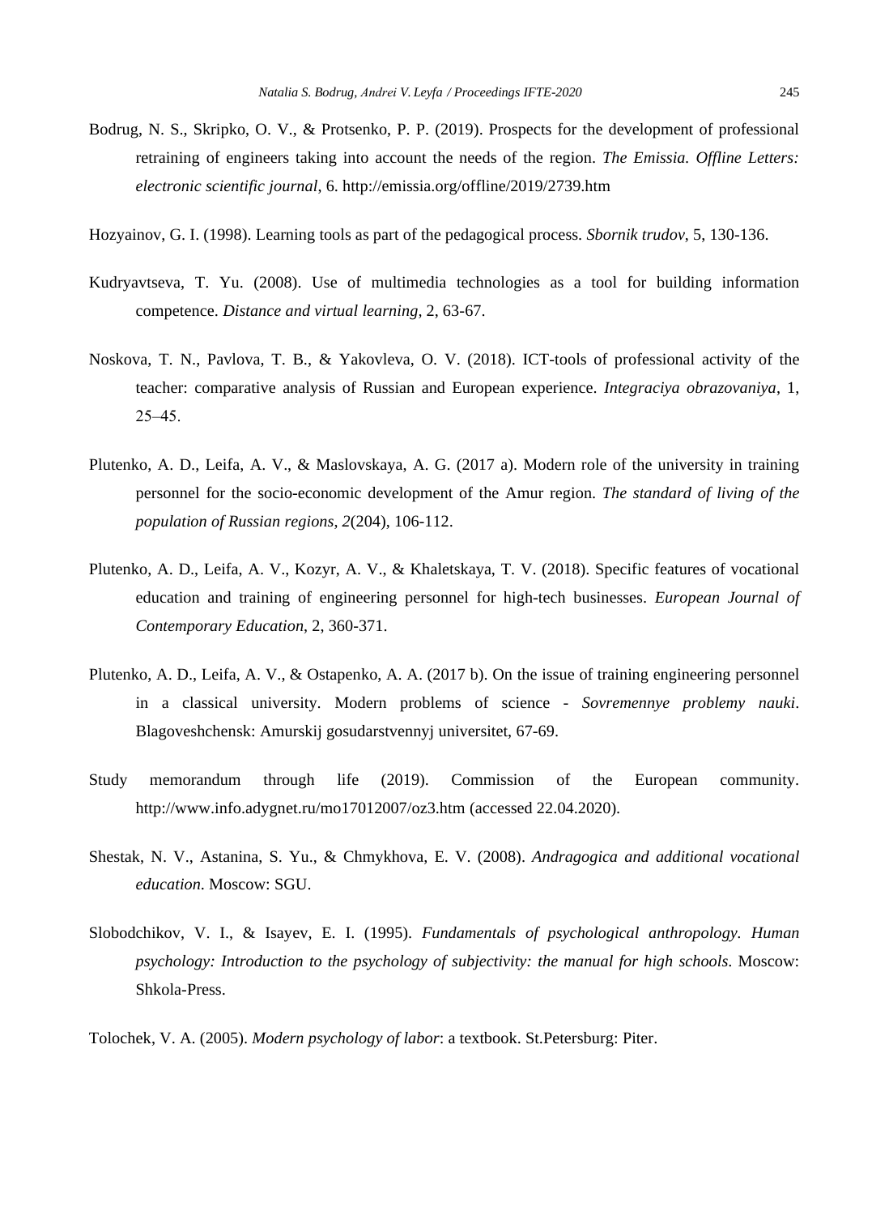Bodrug, N. S., Skripko, O. V., & Protsenko, P. P. (2019). Prospects for the development of professional retraining of engineers taking into account the needs of the region. *The Emissia. Offline Letters: electronic scientific journal*, 6. http://emissia.org/offline/2019/2739.htm

Hozyainov, G. I. (1998). Learning tools as part of the pedagogical process. *Sbornik trudov*, 5, 130-136.

Kudryavtseva, T. Yu. (2008). Use of multimedia technologies as a tool for building information competence. *Distance and virtual learning*, 2, 63-67.

Noskova, T. N., Pavlova, T. B., & Yakovleva, O. V. (2018). ICT-tools of professional activity of the teacher: comparative analysis of Russian and European experience. *Integraciya obrazovaniya*, 1, 25–45.

Plutenko, A. D., Leifa, A. V., & Maslovskaya, A. G. (2017 a). Modern role of the university in training personnel for the socio-economic development of the Amur region. *The standard of living of the population of Russian regions*, *2*(204), 106-112.

Plutenko, A. D., Leifa, A. V., Kozyr, A. V., & Khaletskaya, T. V. (2018). Specific features of vocational education and training of engineering personnel for high-tech businesses. *European Journal of Contemporary Education*, 2, 360-371.

Plutenko, A. D., Leifa, A. V., & Ostapenko, A. A. (2017 b). On the issue of training engineering personnel in a classical university. Modern problems of science - *Sovremennye problemy nauki*. Blagoveshchensk: Amurskij gosudarstvennyj universitet, 67-69.

Study memorandum through life (2019). Commission of the European community. http://www.info.adygnet.ru/mo17012007/oz3.htm (accessed 22.04.2020).

Shestak, N. V., Astanina, S. Yu., & Chmykhova, E. V. (2008). *Andragogica and additional vocational education*. Moscow: SGU.

Slobodchikov, V. I., & Isayev, E. I. (1995). *Fundamentals of psychological anthropology. Human psychology: Introduction to the psychology of subjectivity: the manual for high schools*. Moscow: Shkola-Press.

Tolochek, V. A. (2005). *Modern psychology of labor*: a textbook. St.Petersburg: Piter.